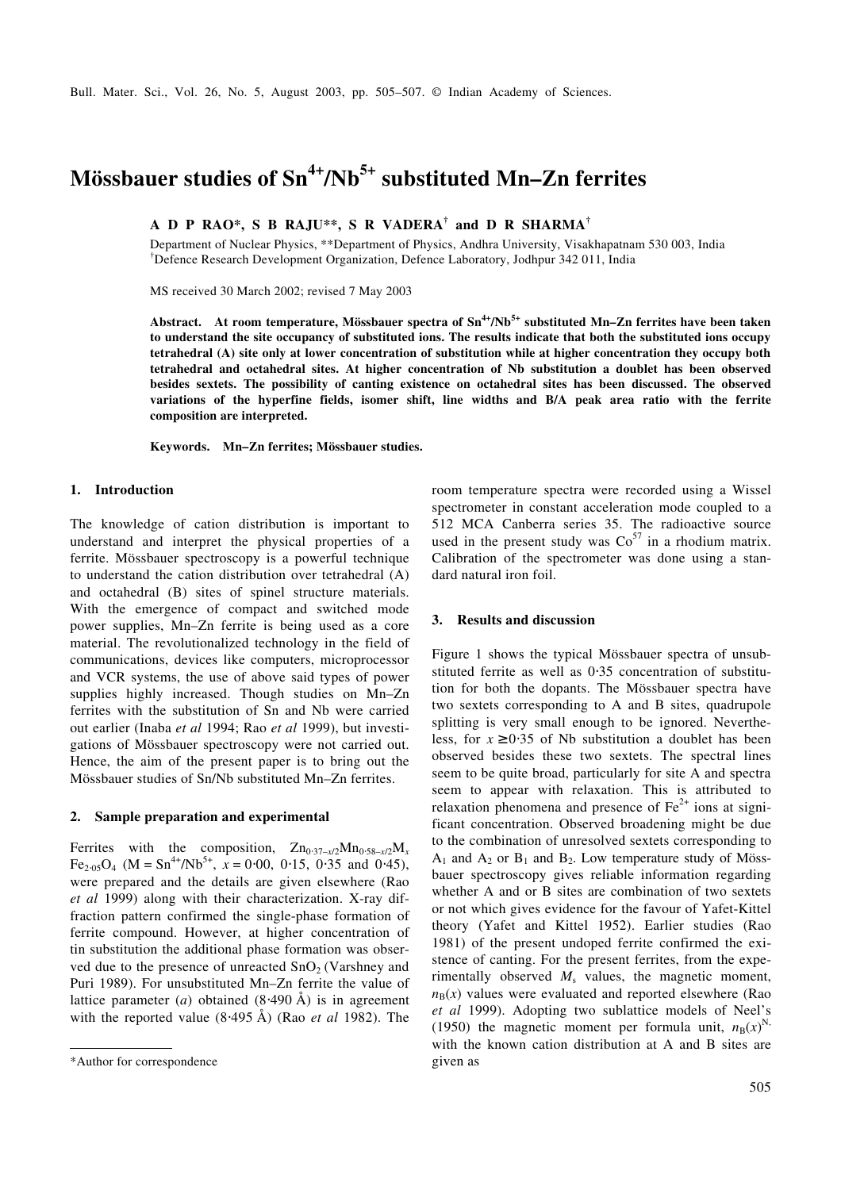# Mössbauer studies of $Sn^{4+}/Nb^{5+}$ substituted Mn–Zn ferrites

**A D P RAO\*, S B RAJU\*\*, S R VADERA[†] and D R SHARMA[†]**

Department of Nuclear Physics, \*\*Department of Physics, Andhra University, Visakhapatnam 530 003, India
[†]Defence Research Development Organization, Defence Laboratory, Jodhpur 342 011, India

MS received 30 March 2002; revised 7 May 2003

**Abstract.** At room temperature, Mössbauer spectra of $Sn^{4+}/Nb^{5+}$ substituted Mn–Zn ferrites have been taken to understand the site occupancy of substituted ions. The results indicate that both the substituted ions occupy tetrahedral (A) site only at lower concentration of substitution while at higher concentration they occupy both tetrahedral and octahedral sites. At higher concentration of Nb substitution a doublet has been observed besides sextets. The possibility of canting existence on octahedral sites has been discussed. The observed variations of the hyperfine fields, isomer shift, line widths and B/A peak area ratio with the ferrite composition are interpreted.

**Keywords.** Mn–Zn ferrites; Mössbauer studies.

## 1. Introduction

The knowledge of cation distribution is important to understand and interpret the physical properties of a ferrite. Mössbauer spectroscopy is a powerful technique to understand the cation distribution over tetrahedral (A) and octahedral (B) sites of spinel structure materials. With the emergence of compact and switched mode power supplies, Mn–Zn ferrite is being used as a core material. The revolutionalized technology in the field of communications, devices like computers, microprocessor and VCR systems, the use of above said types of power supplies highly increased. Though studies on Mn–Zn ferrites with the substitution of Sn and Nb were carried out earlier (Inaba *et al* 1994; Rao *et al* 1999), but investigations of Mössbauer spectroscopy were not carried out. Hence, the aim of the present paper is to bring out the Mössbauer studies of Sn/Nb substituted Mn–Zn ferrites.

## 2. Sample preparation and experimental

Ferrites with the composition, $Zn_{0\cdot37-x/2}Mn_{0\cdot58-x/2}M_x Fe_{2\cdot05}O_4$ ($M = Sn^{4+}/Nb^{5+}$, $x = 0\cdot00$, $0\cdot15$, $0\cdot35$ and $0\cdot45$), were prepared and the details are given elsewhere (Rao *et al* 1999) along with their characterization. X-ray diffraction pattern confirmed the single-phase formation of ferrite compound. However, at higher concentration of tin substitution the additional phase formation was observed due to the presence of unreacted $SnO_2$ (Varshney and Puri 1989). For unsubstituted Mn–Zn ferrite the value of lattice parameter ($a$) obtained (8·490 Å) is in agreement with the reported value (8·495 Å) (Rao *et al* 1982). The room temperature spectra were recorded using a Wissel spectrometer in constant acceleration mode coupled to a 512 MCA Canberra series 35. The radioactive source used in the present study was $Co^{57}$ in a rhodium matrix. Calibration of the spectrometer was done using a standard natural iron foil.

\*Author for correspondence

## 3. Results and discussion

Figure 1 shows the typical Mössbauer spectra of unsubstituted ferrite as well as 0·35 concentration of substitution for both the dopants. The Mössbauer spectra have two sextets corresponding to A and B sites, quadrupole splitting is very small enough to be ignored. Nevertheless, for $x \geq 0\cdot35$ of Nb substitution a doublet has been observed besides these two sextets. The spectral lines seem to be quite broad, particularly for site A and spectra seem to appear with relaxation. This is attributed to relaxation phenomena and presence of $Fe^{2+}$ ions at significant concentration. Observed broadening might be due to the combination of unresolved sextets corresponding to $A_1$ and $A_2$ or $B_1$ and $B_2$. Low temperature study of Mössbauer spectroscopy gives reliable information regarding whether A and or B sites are combination of two sextets or not which gives evidence for the favour of Yafet-Kittel theory (Yafet and Kittel 1952). Earlier studies (Rao 1981) of the present undoped ferrite confirmed the existence of canting. For the present ferrites, from the experimentally observed $M_s$ values, the magnetic moment, $n_B(x)$ values were evaluated and reported elsewhere (Rao *et al* 1999). Adopting two sublattice models of Neel's (1950) the magnetic moment per formula unit, $n_B(x)^N$, with the known cation distribution at A and B sites are given as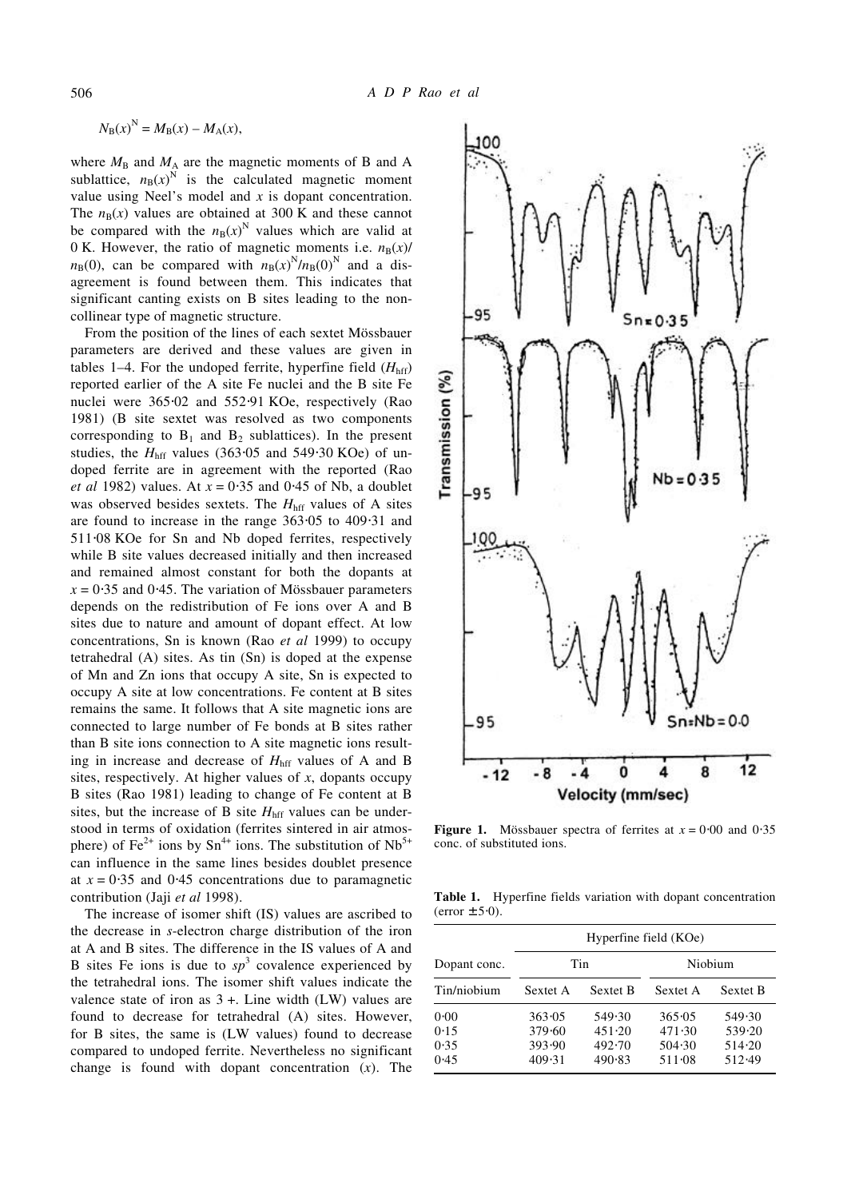$$N_B(x)^N = M_B(x) - M_A(x),$$

where $M_B$ and $M_A$ are the magnetic moments of B and A sublattice, $n_B(x)^N$ is the calculated magnetic moment value using Neel's model and $x$ is dopant concentration. The $n_B(x)$ values are obtained at 300 K and these cannot be compared with the $n_B(x)^N$ values which are valid at 0 K. However, the ratio of magnetic moments i.e. $n_B(x)/n_B(0)$, can be compared with $n_B(x)^N/n_B(0)^N$ and a disagreement is found between them. This indicates that significant canting exists on B sites leading to the non-collinear type of magnetic structure.

From the position of the lines of each sextet Mössbauer parameters are derived and these values are given in tables 1–4. For the undoped ferrite, hyperfine field ($H_{hff}$) reported earlier of the A site Fe nuclei and the B site Fe nuclei were 365·02 and 552·91 KOe, respectively (Rao 1981) (B site sextet was resolved as two components corresponding to $B_1$ and $B_2$ sublattices). In the present studies, the $H_{hff}$ values (363·05 and 549·30 KOe) of undoped ferrite are in agreement with the reported (Rao *et al* 1982) values. At $x = 0·35$ and 0·45 of Nb, a doublet was observed besides sextets. The $H_{hff}$ values of A sites are found to increase in the range 363·05 to 409·31 and 511·08 KOe for Sn and Nb doped ferrites, respectively while B site values decreased initially and then increased and remained almost constant for both the dopants at $x = 0·35$ and 0·45. The variation of Mössbauer parameters depends on the redistribution of Fe ions over A and B sites due to nature and amount of dopant effect. At low concentrations, Sn is known (Rao *et al* 1999) to occupy tetrahedral (A) sites. As tin (Sn) is doped at the expense of Mn and Zn ions that occupy A site, Sn is expected to occupy A site at low concentrations. Fe content at B sites remains the same. It follows that A site magnetic ions are connected to large number of Fe bonds at B sites rather than B site ions connection to A site magnetic ions resulting in increase and decrease of $H_{hff}$ values of A and B sites, respectively. At higher values of $x$, dopants occupy B sites (Rao 1981) leading to change of Fe content at B sites, but the increase of B site $H_{hff}$ values can be understood in terms of oxidation (ferrites sintered in air atmosphere) of $Fe^{2+}$ ions by $Sn^{4+}$ ions. The substitution of $Nb^{5+}$ can influence in the same lines besides doublet presence at $x = 0·35$ and 0·45 concentrations due to paramagnetic contribution (Jaji *et al* 1998).

The increase of isomer shift (IS) values are ascribed to the decrease in *s*-electron charge distribution of the iron at A and B sites. The difference in the IS values of A and B sites Fe ions is due to $sp^3$ covalence experienced by the tetrahedral ions. The isomer shift values indicate the valence state of iron as 3 +. Line width (LW) values are found to decrease for tetrahedral (A) sites. However, for B sites, the same is (LW values) found to decrease compared to undoped ferrite. Nevertheless no significant change is found with dopant concentration ($x$). The

**Figure 1.** Mössbauer spectra of ferrites at $x = 0·00$ and 0·35 conc. of substituted ions.

**Table 1.** Hyperfine fields variation with dopant concentration (error ± 5·0).

| Dopant conc. | Hyperfine field (KOe) | | | |
|---|---|---|---|---|
| | Tin | | Niobium | |
| Tin/niobium | Sextet A | Sextet B | Sextet A | Sextet B |
| 0·00 | 363·05 | 549·30 | 365·05 | 549·30 |
| 0·15 | 379·60 | 451·20 | 471·30 | 539·20 |
| 0·35 | 393·90 | 492·70 | 504·30 | 514·20 |
| 0·45 | 409·31 | 490·83 | 511·08 | 512·49 |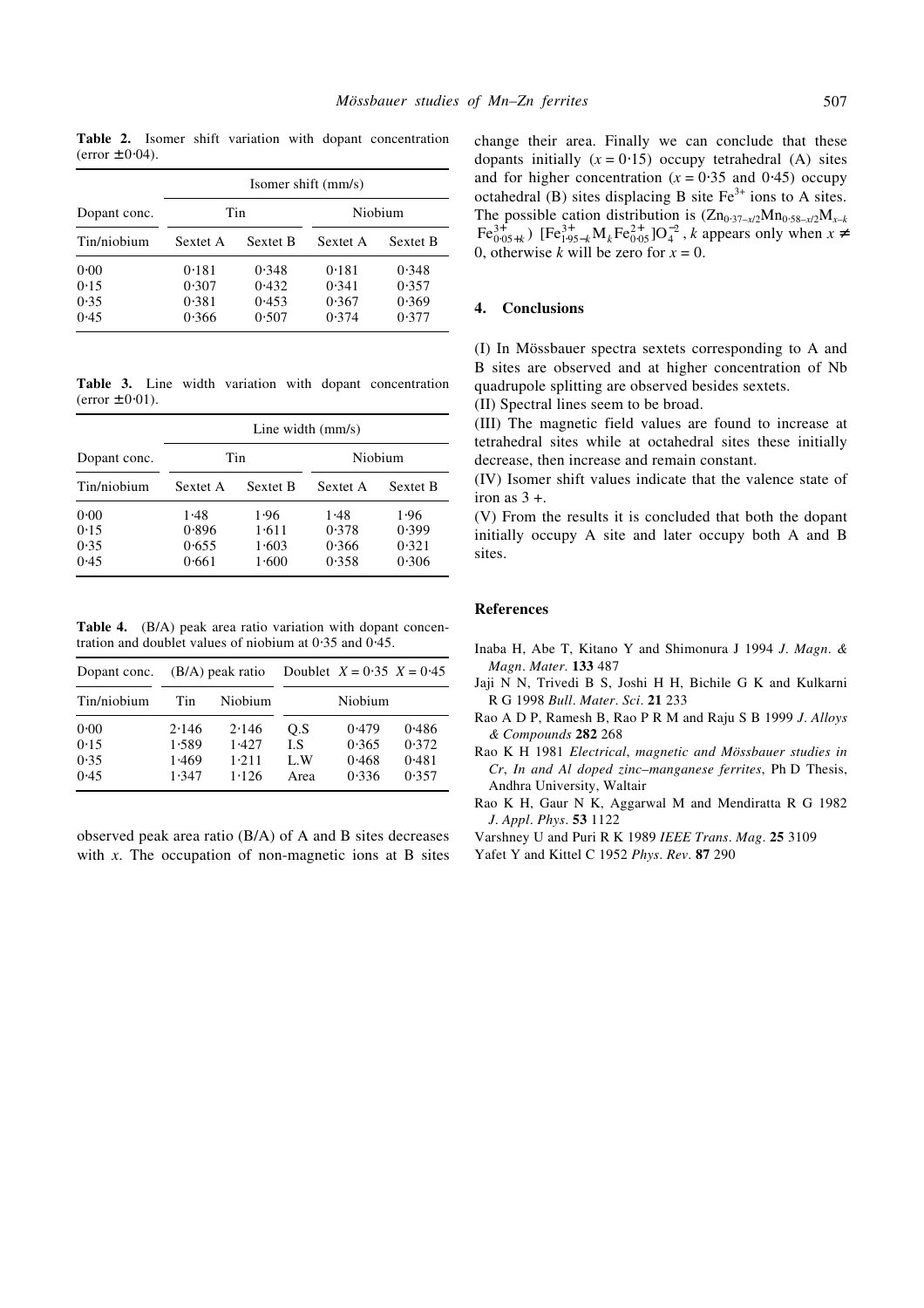**Table 2.** Isomer shift variation with dopant concentration (error ± 0·04).

| Dopant conc. | Isomer shift (mm/s) | | | |
|---|---|---|---|---|
| | Tin | | Niobium | |
| Tin/niobium | Sextet A | Sextet B | Sextet A | Sextet B |
| 0·00 | 0·181 | 0·348 | 0·181 | 0·348 |
| 0·15 | 0·307 | 0·432 | 0·341 | 0·357 |
| 0·35 | 0·381 | 0·453 | 0·367 | 0·369 |
| 0·45 | 0·366 | 0·507 | 0·374 | 0·377 |

**Table 3.** Line width variation with dopant concentration (error ± 0·01).

| Dopant conc. | Line width (mm/s) | | | |
|---|---|---|---|---|
| | Tin | | Niobium | |
| Tin/niobium | Sextet A | Sextet B | Sextet A | Sextet B |
| 0·00 | 1·48 | 1·96 | 1·48 | 1·96 |
| 0·15 | 0·896 | 1·611 | 0·378 | 0·399 |
| 0·35 | 0·655 | 1·603 | 0·366 | 0·321 |
| 0·45 | 0·661 | 1·600 | 0·358 | 0·306 |

**Table 4.** (B/A) peak area ratio variation with dopant concentration and doublet values of niobium at 0·35 and 0·45.

| Dopant conc. | (B/A) peak ratio | | Doublet | $X = 0{\cdot}35$ | $X = 0{\cdot}45$ |
|---|---|---|---|---|---|
| Tin/niobium | Tin | Niobium | Niobium | | |
| 0·00 | 2·146 | 2·146 | Q.S | 0·479 | 0·486 |
| 0·15 | 1·589 | 1·427 | I.S | 0·365 | 0·372 |
| 0·35 | 1·469 | 1·211 | L.W | 0·468 | 0·481 |
| 0·45 | 1·347 | 1·126 | Area | 0·336 | 0·357 |

observed peak area ratio (B/A) of A and B sites decreases with $x$. The occupation of non-magnetic ions at B sites change their area. Finally we can conclude that these dopants initially ($x = 0{\cdot}15$) occupy tetrahedral (A) sites and for higher concentration ($x = 0{\cdot}35$ and $0{\cdot}45$) occupy octahedral (B) sites displacing B site $Fe^{3+}$ ions to A sites. The possible cation distribution is $(Zn_{0{\cdot}37-x/2}Mn_{0{\cdot}58-x/2}M_{x-k}Fe^{3+}_{0{\cdot}05+k})$ $[Fe^{3+}_{1{\cdot}95-k}M_kFe^{2+}_{0{\cdot}05}]O_4^{-2}$, $k$ appears only when $x \neq 0$, otherwise $k$ will be zero for $x = 0$.

## 4. Conclusions

(I) In Mössbauer spectra sextets corresponding to A and B sites are observed and at higher concentration of Nb quadrupole splitting are observed besides sextets.

(II) Spectral lines seem to be broad.

(III) The magnetic field values are found to increase at tetrahedral sites while at octahedral sites these initially decrease, then increase and remain constant.

(IV) Isomer shift values indicate that the valence state of iron as 3 +.

(V) From the results it is concluded that both the dopant initially occupy A site and later occupy both A and B sites.

## References

Inaba H, Abe T, Kitano Y and Shimonura J 1994 *J. Magn. & Magn. Mater.* **133** 487

Jaji N N, Trivedi B S, Joshi H H, Bichile G K and Kulkarni R G 1998 *Bull. Mater. Sci.* **21** 233

Rao A D P, Ramesh B, Rao P R M and Raju S B 1999 *J. Alloys & Compounds* **282** 268

Rao K H 1981 *Electrical, magnetic and Mössbauer studies in Cr, In and Al doped zinc–manganese ferrites*, Ph D Thesis, Andhra University, Waltair

Rao K H, Gaur N K, Aggarwal M and Mendiratta R G 1982 *J. Appl. Phys.* **53** 1122

Varshney U and Puri R K 1989 *IEEE Trans. Mag.* **25** 3109

Yafet Y and Kittel C 1952 *Phys. Rev.* **87** 290